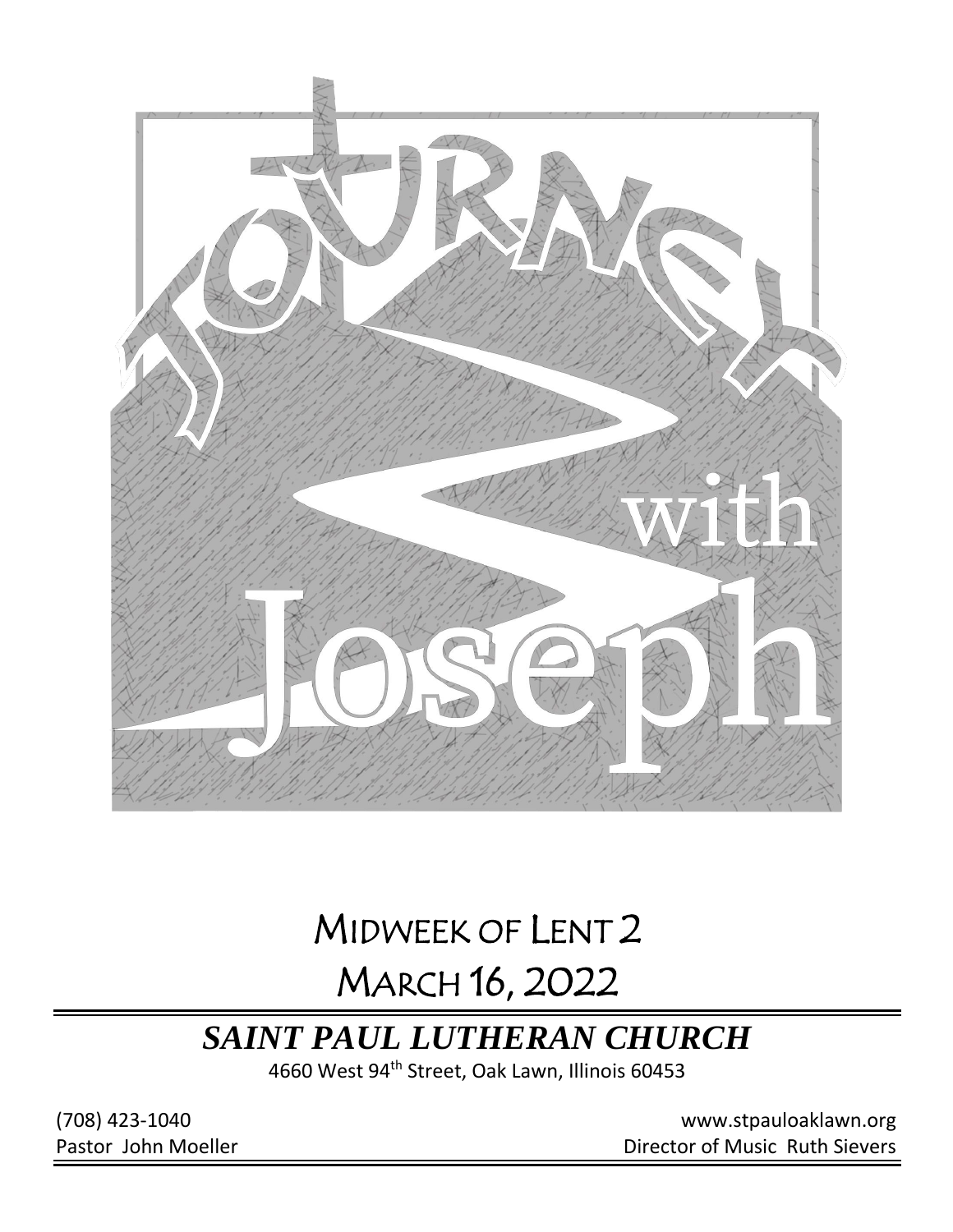# Journey with Joseph

## Midweek of Lent 2

## March 16, 2022

***SAINT PAUL LUTHERAN CHURCH***

4660 West 94th Street, Oak Lawn, Illinois 60453

(708) 423-1040
www.stpauloaklawn.org

Pastor John Moeller
Director of Music Ruth Sievers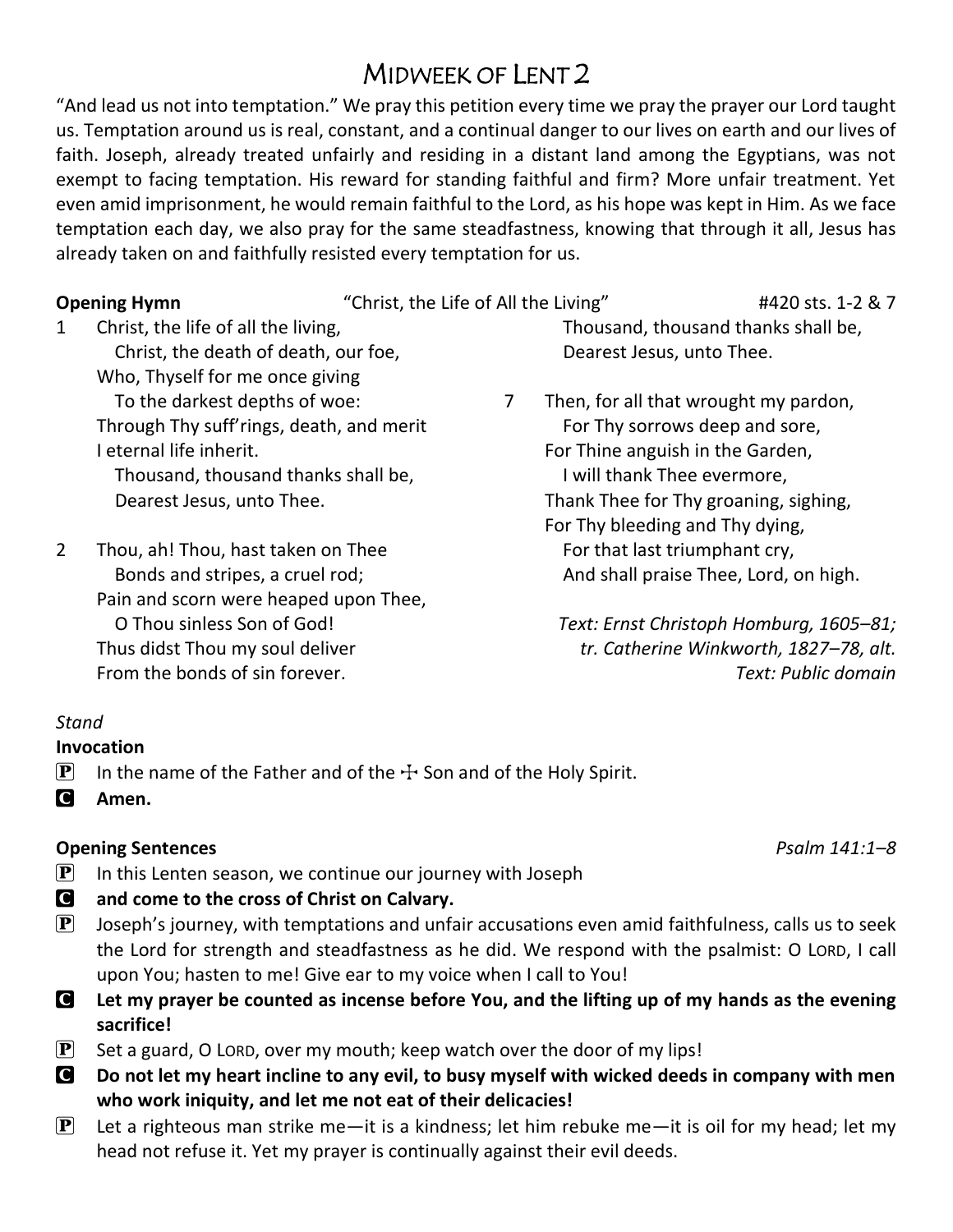# Midweek of Lent 2

"And lead us not into temptation." We pray this petition every time we pray the prayer our Lord taught us. Temptation around us is real, constant, and a continual danger to our lives on earth and our lives of faith. Joseph, already treated unfairly and residing in a distant land among the Egyptians, was not exempt to facing temptation. His reward for standing faithful and firm? More unfair treatment. Yet even amid imprisonment, he would remain faithful to the Lord, as his hope was kept in Him. As we face temptation each day, we also pray for the same steadfastness, knowing that through it all, Jesus has already taken on and faithfully resisted every temptation for us.

**Opening Hymn** "Christ, the Life of All the Living" #420 sts. 1-2 & 7

1 Christ, the life of all the living,
Christ, the death of death, our foe,
Who, Thyself for me once giving
To the darkest depths of woe:
Through Thy suff'rings, death, and merit
I eternal life inherit.
Thousand, thousand thanks shall be,
Dearest Jesus, unto Thee.

2 Thou, ah! Thou, hast taken on Thee
Bonds and stripes, a cruel rod;
Pain and scorn were heaped upon Thee,
O Thou sinless Son of God!
Thus didst Thou my soul deliver
From the bonds of sin forever.
Thousand, thousand thanks shall be,
Dearest Jesus, unto Thee.

7 Then, for all that wrought my pardon,
For Thy sorrows deep and sore,
For Thine anguish in the Garden,
I will thank Thee evermore,
Thank Thee for Thy groaning, sighing,
For Thy bleeding and Thy dying,
For that last triumphant cry,
And shall praise Thee, Lord, on high.

*Text: Ernst Christoph Homburg, 1605–81;*
*tr. Catherine Winkworth, 1827–78, alt.*
*Text: Public domain*

*Stand*

**Invocation**

P In the name of the Father and of the ☩ Son and of the Holy Spirit.

C **Amen.**

**Opening Sentences** *Psalm 141:1–8*

P In this Lenten season, we continue our journey with Joseph

C **and come to the cross of Christ on Calvary.**

P Joseph's journey, with temptations and unfair accusations even amid faithfulness, calls us to seek the Lord for strength and steadfastness as he did. We respond with the psalmist: O LORD, I call upon You; hasten to me! Give ear to my voice when I call to You!

C **Let my prayer be counted as incense before You, and the lifting up of my hands as the evening sacrifice!**

P Set a guard, O LORD, over my mouth; keep watch over the door of my lips!

C **Do not let my heart incline to any evil, to busy myself with wicked deeds in company with men who work iniquity, and let me not eat of their delicacies!**

P Let a righteous man strike me—it is a kindness; let him rebuke me—it is oil for my head; let my head not refuse it. Yet my prayer is continually against their evil deeds.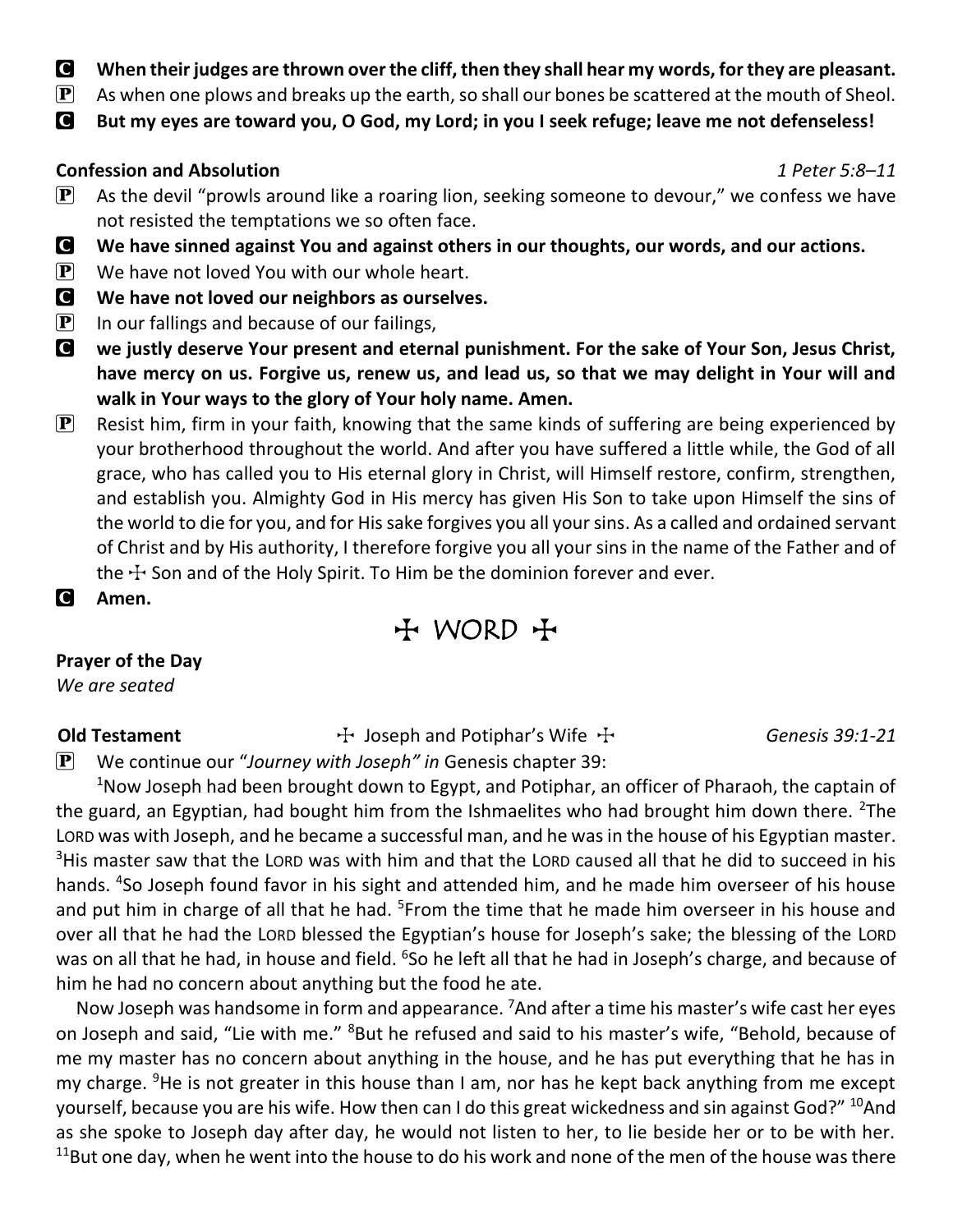**C** **When their judges are thrown over the cliff, then they shall hear my words, for they are pleasant.**

**P** As when one plows and breaks up the earth, so shall our bones be scattered at the mouth of Sheol.

**C** **But my eyes are toward you, O God, my Lord; in you I seek refuge; leave me not defenseless!**

**Confession and Absolution** *1 Peter 5:8–11*

**P** As the devil "prowls around like a roaring lion, seeking someone to devour," we confess we have not resisted the temptations we so often face.

**C** **We have sinned against You and against others in our thoughts, our words, and our actions.**

**P** We have not loved You with our whole heart.

**C** **We have not loved our neighbors as ourselves.**

**P** In our fallings and because of our failings,

**C** **we justly deserve Your present and eternal punishment. For the sake of Your Son, Jesus Christ, have mercy on us. Forgive us, renew us, and lead us, so that we may delight in Your will and walk in Your ways to the glory of Your holy name. Amen.**

**P** Resist him, firm in your faith, knowing that the same kinds of suffering are being experienced by your brotherhood throughout the world. And after you have suffered a little while, the God of all grace, who has called you to His eternal glory in Christ, will Himself restore, confirm, strengthen, and establish you. Almighty God in His mercy has given His Son to take upon Himself the sins of the world to die for you, and for His sake forgives you all your sins. As a called and ordained servant of Christ and by His authority, I therefore forgive you all your sins in the name of the Father and of the ☩ Son and of the Holy Spirit. To Him be the dominion forever and ever.

**C** **Amen.**

# ☩ WORD ☩

**Prayer of the Day**

*We are seated*

**Old Testament** ☩ Joseph and Potiphar's Wife ☩ *Genesis 39:1-21*

**P** We continue our "*Journey with Joseph" in* Genesis chapter 39:

[1]Now Joseph had been brought down to Egypt, and Potiphar, an officer of Pharaoh, the captain of the guard, an Egyptian, had bought him from the Ishmaelites who had brought him down there. [2]The LORD was with Joseph, and he became a successful man, and he was in the house of his Egyptian master. [3]His master saw that the LORD was with him and that the LORD caused all that he did to succeed in his hands. [4]So Joseph found favor in his sight and attended him, and he made him overseer of his house and put him in charge of all that he had. [5]From the time that he made him overseer in his house and over all that he had the LORD blessed the Egyptian's house for Joseph's sake; the blessing of the LORD was on all that he had, in house and field. [6]So he left all that he had in Joseph's charge, and because of him he had no concern about anything but the food he ate.

Now Joseph was handsome in form and appearance. [7]And after a time his master's wife cast her eyes on Joseph and said, "Lie with me." [8]But he refused and said to his master's wife, "Behold, because of me my master has no concern about anything in the house, and he has put everything that he has in my charge. [9]He is not greater in this house than I am, nor has he kept back anything from me except yourself, because you are his wife. How then can I do this great wickedness and sin against God?" [10]And as she spoke to Joseph day after day, he would not listen to her, to lie beside her or to be with her. [11]But one day, when he went into the house to do his work and none of the men of the house was there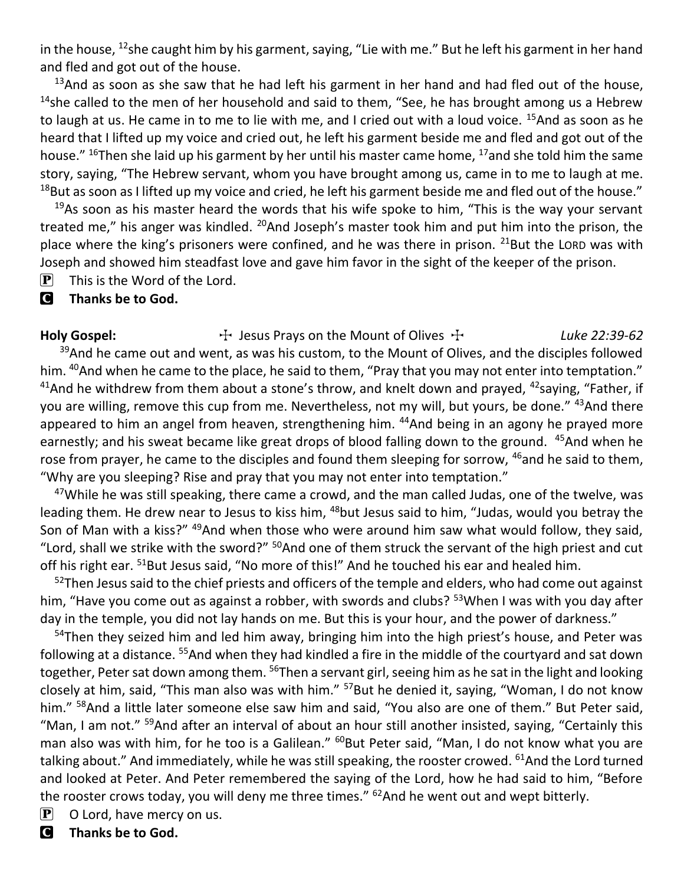in the house, [12]she caught him by his garment, saying, "Lie with me." But he left his garment in her hand and fled and got out of the house.

[13]And as soon as she saw that he had left his garment in her hand and had fled out of the house, [14]she called to the men of her household and said to them, "See, he has brought among us a Hebrew to laugh at us. He came in to me to lie with me, and I cried out with a loud voice. [15]And as soon as he heard that I lifted up my voice and cried out, he left his garment beside me and fled and got out of the house." [16]Then she laid up his garment by her until his master came home, [17]and she told him the same story, saying, "The Hebrew servant, whom you have brought among us, came in to me to laugh at me. [18]But as soon as I lifted up my voice and cried, he left his garment beside me and fled out of the house."

[19]As soon as his master heard the words that his wife spoke to him, "This is the way your servant treated me," his anger was kindled. [20]And Joseph's master took him and put him into the prison, the place where the king's prisoners were confined, and he was there in prison. [21]But the LORD was with Joseph and showed him steadfast love and gave him favor in the sight of the keeper of the prison.

P This is the Word of the Lord.

**C Thanks be to God.**

**Holy Gospel:** ☩ Jesus Prays on the Mount of Olives ☩ *Luke 22:39-62*

[39]And he came out and went, as was his custom, to the Mount of Olives, and the disciples followed him. [40]And when he came to the place, he said to them, "Pray that you may not enter into temptation." [41]And he withdrew from them about a stone's throw, and knelt down and prayed, [42]saying, "Father, if you are willing, remove this cup from me. Nevertheless, not my will, but yours, be done." [43]And there appeared to him an angel from heaven, strengthening him. [44]And being in an agony he prayed more earnestly; and his sweat became like great drops of blood falling down to the ground. [45]And when he rose from prayer, he came to the disciples and found them sleeping for sorrow, [46]and he said to them, "Why are you sleeping? Rise and pray that you may not enter into temptation."

[47]While he was still speaking, there came a crowd, and the man called Judas, one of the twelve, was leading them. He drew near to Jesus to kiss him, [48]but Jesus said to him, "Judas, would you betray the Son of Man with a kiss?" [49]And when those who were around him saw what would follow, they said, "Lord, shall we strike with the sword?" [50]And one of them struck the servant of the high priest and cut off his right ear. [51]But Jesus said, "No more of this!" And he touched his ear and healed him.

[52]Then Jesus said to the chief priests and officers of the temple and elders, who had come out against him, "Have you come out as against a robber, with swords and clubs? [53]When I was with you day after day in the temple, you did not lay hands on me. But this is your hour, and the power of darkness."

[54]Then they seized him and led him away, bringing him into the high priest's house, and Peter was following at a distance. [55]And when they had kindled a fire in the middle of the courtyard and sat down together, Peter sat down among them. [56]Then a servant girl, seeing him as he sat in the light and looking closely at him, said, "This man also was with him." [57]But he denied it, saying, "Woman, I do not know him." [58]And a little later someone else saw him and said, "You also are one of them." But Peter said, "Man, I am not." [59]And after an interval of about an hour still another insisted, saying, "Certainly this man also was with him, for he too is a Galilean." [60]But Peter said, "Man, I do not know what you are talking about." And immediately, while he was still speaking, the rooster crowed. [61]And the Lord turned and looked at Peter. And Peter remembered the saying of the Lord, how he had said to him, "Before the rooster crows today, you will deny me three times." [62]And he went out and wept bitterly.

P O Lord, have mercy on us.

**C Thanks be to God.**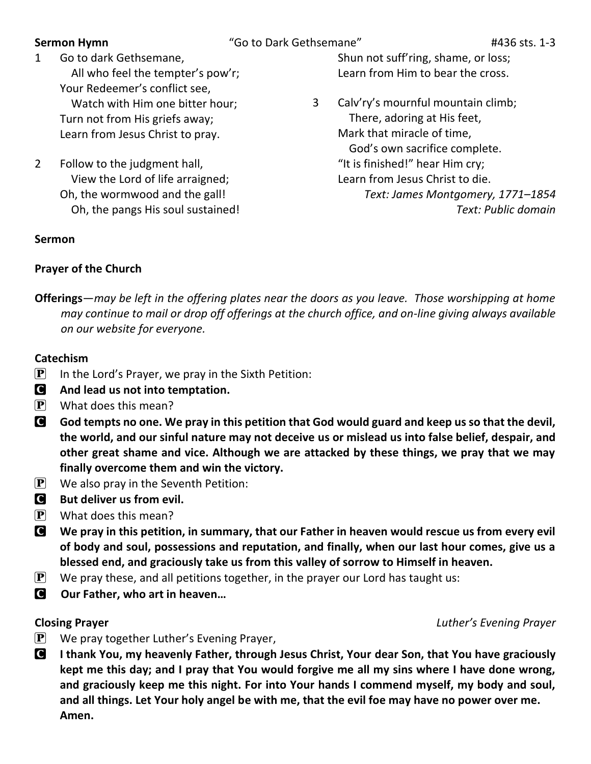**Sermon Hymn** "Go to Dark Gethsemane" #436 sts. 1-3

1 Go to dark Gethsemane,
  All who feel the tempter's pow'r;
Your Redeemer's conflict see,
  Watch with Him one bitter hour;
Turn not from His griefs away;
Learn from Jesus Christ to pray.

2 Follow to the judgment hall,
  View the Lord of life arraigned;
Oh, the wormwood and the gall!
  Oh, the pangs His soul sustained!
Shun not suff'ring, shame, or loss;
Learn from Him to bear the cross.

3 Calv'ry's mournful mountain climb;
  There, adoring at His feet,
Mark that miracle of time,
  God's own sacrifice complete.
"It is finished!" hear Him cry;
Learn from Jesus Christ to die.

*Text: James Montgomery, 1771–1854*
*Text: Public domain*

**Sermon**

**Prayer of the Church**

**Offerings**—*may be left in the offering plates near the doors as you leave. Those worshipping at home may continue to mail or drop off offerings at the church office, and on-line giving always available on our website for everyone.*

**Catechism**

P In the Lord's Prayer, we pray in the Sixth Petition:

C **And lead us not into temptation.**

P What does this mean?

C **God tempts no one. We pray in this petition that God would guard and keep us so that the devil, the world, and our sinful nature may not deceive us or mislead us into false belief, despair, and other great shame and vice. Although we are attacked by these things, we pray that we may finally overcome them and win the victory.**

P We also pray in the Seventh Petition:

C **But deliver us from evil.**

P What does this mean?

C **We pray in this petition, in summary, that our Father in heaven would rescue us from every evil of body and soul, possessions and reputation, and finally, when our last hour comes, give us a blessed end, and graciously take us from this valley of sorrow to Himself in heaven.**

P We pray these, and all petitions together, in the prayer our Lord has taught us:

C **Our Father, who art in heaven…**

**Closing Prayer** *Luther's Evening Prayer*

P We pray together Luther's Evening Prayer,

C **I thank You, my heavenly Father, through Jesus Christ, Your dear Son, that You have graciously kept me this day; and I pray that You would forgive me all my sins where I have done wrong, and graciously keep me this night. For into Your hands I commend myself, my body and soul, and all things. Let Your holy angel be with me, that the evil foe may have no power over me. Amen.**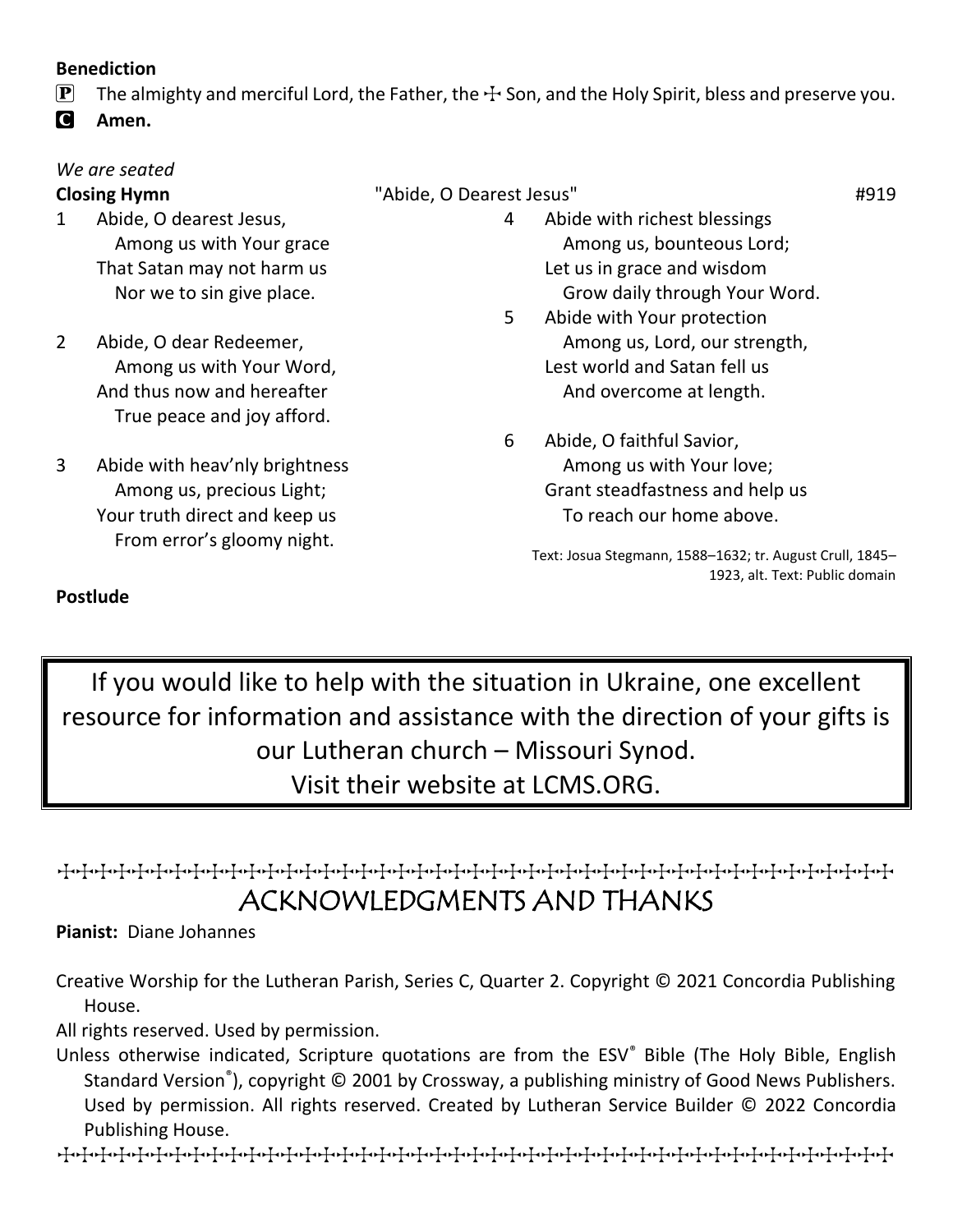**Benediction**

**P** The almighty and merciful Lord, the Father, the ☩ Son, and the Holy Spirit, bless and preserve you.

**C** **Amen.**

*We are seated*

**Closing Hymn** "Abide, O Dearest Jesus" #919

1 Abide, O dearest Jesus,
  Among us with Your grace
 That Satan may not harm us
  Nor we to sin give place.

2 Abide, O dear Redeemer,
  Among us with Your Word,
 And thus now and hereafter
  True peace and joy afford.

3 Abide with heav'nly brightness
  Among us, precious Light;
 Your truth direct and keep us
  From error's gloomy night.

4 Abide with richest blessings
  Among us, bounteous Lord;
 Let us in grace and wisdom
  Grow daily through Your Word.

5 Abide with Your protection
  Among us, Lord, our strength,
 Lest world and Satan fell us
  And overcome at length.

6 Abide, O faithful Savior,
  Among us with Your love;
 Grant steadfastness and help us
  To reach our home above.

Text: Josua Stegmann, 1588–1632; tr. August Crull, 1845–1923, alt. Text: Public domain

**Postlude**

If you would like to help with the situation in Ukraine, one excellent resource for information and assistance with the direction of your gifts is our Lutheran church – Missouri Synod.
Visit their website at LCMS.ORG.

## ACKNOWLEDGMENTS AND THANKS

**Pianist:** Diane Johannes

Creative Worship for the Lutheran Parish, Series C, Quarter 2. Copyright © 2021 Concordia Publishing House.

All rights reserved. Used by permission.

Unless otherwise indicated, Scripture quotations are from the ESV® Bible (The Holy Bible, English Standard Version®), copyright © 2001 by Crossway, a publishing ministry of Good News Publishers. Used by permission. All rights reserved. Created by Lutheran Service Builder © 2022 Concordia Publishing House.